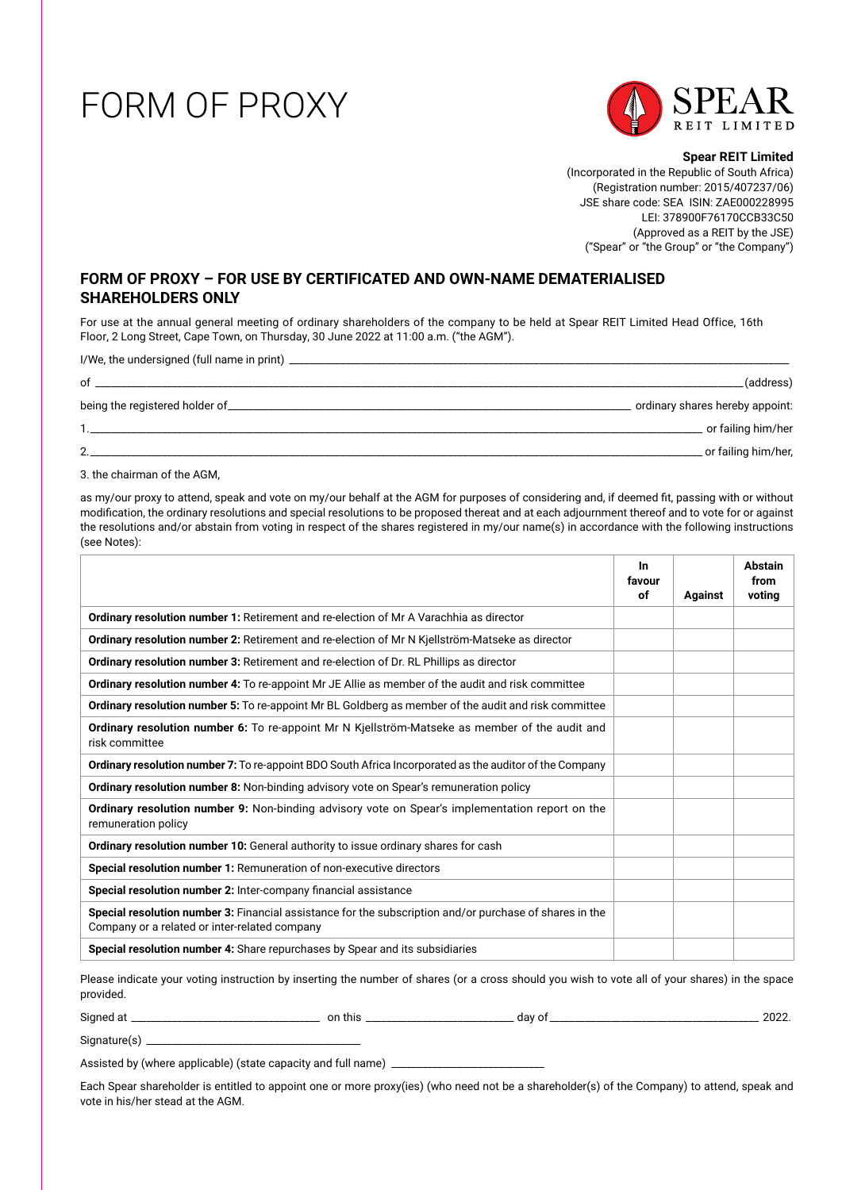# FORM OF PROXY

**Spear REIT Limited**
(Incorporated in the Republic of South Africa)
(Registration number: 2015/407237/06)
JSE share code: SEA ISIN: ZAE000228995
LEI: 378900F76170CCB33C50
(Approved as a REIT by the JSE)
("Spear" or "the Group" or "the Company")

## FORM OF PROXY – FOR USE BY CERTIFICATED AND OWN-NAME DEMATERIALISED SHAREHOLDERS ONLY

For use at the annual general meeting of ordinary shareholders of the company to be held at Spear REIT Limited Head Office, 16th Floor, 2 Long Street, Cape Town, on Thursday, 30 June 2022 at 11:00 a.m. ("the AGM").

I/We, the undersigned (full name in print) ______________________________

of ______________________________ (address)

being the registered holder of ______________________________ ordinary shares hereby appoint:

1. ______________________________ or failing him/her

2. ______________________________ or failing him/her,

3. the chairman of the AGM,

as my/our proxy to attend, speak and vote on my/our behalf at the AGM for purposes of considering and, if deemed fit, passing with or without modification, the ordinary resolutions and special resolutions to be proposed thereat and at each adjournment thereof and to vote for or against the resolutions and/or abstain from voting in respect of the shares registered in my/our name(s) in accordance with the following instructions (see Notes):

| | In favour of | Against | Abstain from voting |
|---|---|---|---|
| **Ordinary resolution number 1:** Retirement and re-election of Mr A Varachhia as director | | | |
| **Ordinary resolution number 2:** Retirement and re-election of Mr N Kjellström-Matseke as director | | | |
| **Ordinary resolution number 3:** Retirement and re-election of Dr. RL Phillips as director | | | |
| **Ordinary resolution number 4:** To re-appoint Mr JE Allie as member of the audit and risk committee | | | |
| **Ordinary resolution number 5:** To re-appoint Mr BL Goldberg as member of the audit and risk committee | | | |
| **Ordinary resolution number 6:** To re-appoint Mr N Kjellström-Matseke as member of the audit and risk committee | | | |
| **Ordinary resolution number 7:** To re-appoint BDO South Africa Incorporated as the auditor of the Company | | | |
| **Ordinary resolution number 8:** Non-binding advisory vote on Spear's remuneration policy | | | |
| **Ordinary resolution number 9:** Non-binding advisory vote on Spear's implementation report on the remuneration policy | | | |
| **Ordinary resolution number 10:** General authority to issue ordinary shares for cash | | | |
| **Special resolution number 1:** Remuneration of non-executive directors | | | |
| **Special resolution number 2:** Inter-company financial assistance | | | |
| **Special resolution number 3:** Financial assistance for the subscription and/or purchase of shares in the Company or a related or inter-related company | | | |
| **Special resolution number 4:** Share repurchases by Spear and its subsidiaries | | | |

Please indicate your voting instruction by inserting the number of shares (or a cross should you wish to vote all of your shares) in the space provided.

Signed at ______________________ on this ______________________ day of ______________________ 2022.

Signature(s) ______________________

Assisted by (where applicable) (state capacity and full name) ______________________

Each Spear shareholder is entitled to appoint one or more proxy(ies) (who need not be a shareholder(s) of the Company) to attend, speak and vote in his/her stead at the AGM.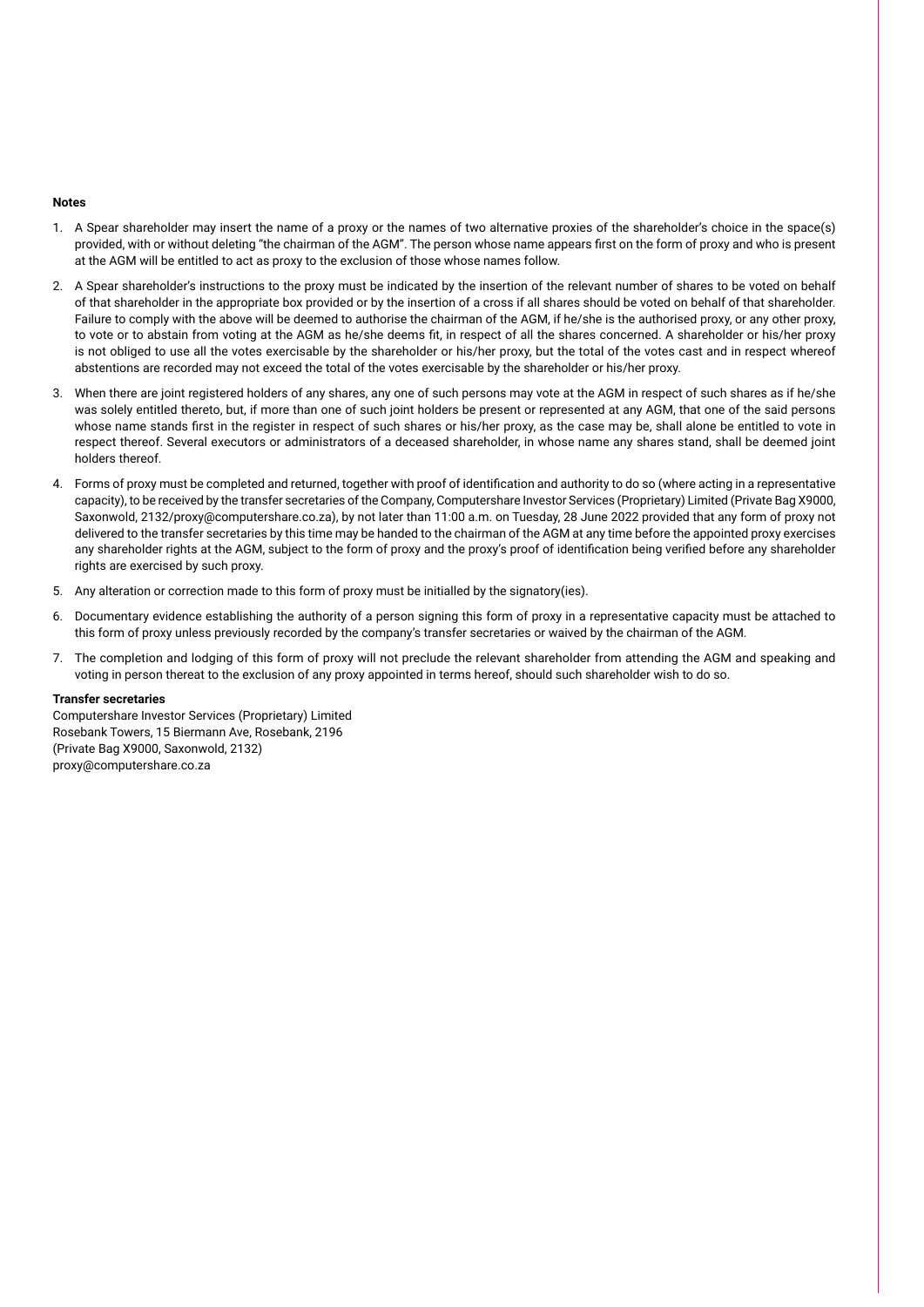**Notes**

1. A Spear shareholder may insert the name of a proxy or the names of two alternative proxies of the shareholder's choice in the space(s) provided, with or without deleting "the chairman of the AGM". The person whose name appears first on the form of proxy and who is present at the AGM will be entitled to act as proxy to the exclusion of those whose names follow.
2. A Spear shareholder's instructions to the proxy must be indicated by the insertion of the relevant number of shares to be voted on behalf of that shareholder in the appropriate box provided or by the insertion of a cross if all shares should be voted on behalf of that shareholder. Failure to comply with the above will be deemed to authorise the chairman of the AGM, if he/she is the authorised proxy, or any other proxy, to vote or to abstain from voting at the AGM as he/she deems fit, in respect of all the shares concerned. A shareholder or his/her proxy is not obliged to use all the votes exercisable by the shareholder or his/her proxy, but the total of the votes cast and in respect whereof abstentions are recorded may not exceed the total of the votes exercisable by the shareholder or his/her proxy.
3. When there are joint registered holders of any shares, any one of such persons may vote at the AGM in respect of such shares as if he/she was solely entitled thereto, but, if more than one of such joint holders be present or represented at any AGM, that one of the said persons whose name stands first in the register in respect of such shares or his/her proxy, as the case may be, shall alone be entitled to vote in respect thereof. Several executors or administrators of a deceased shareholder, in whose name any shares stand, shall be deemed joint holders thereof.
4. Forms of proxy must be completed and returned, together with proof of identification and authority to do so (where acting in a representative capacity), to be received by the transfer secretaries of the Company, Computershare Investor Services (Proprietary) Limited (Private Bag X9000, Saxonwold, 2132/proxy@computershare.co.za), by not later than 11:00 a.m. on Tuesday, 28 June 2022 provided that any form of proxy not delivered to the transfer secretaries by this time may be handed to the chairman of the AGM at any time before the appointed proxy exercises any shareholder rights at the AGM, subject to the form of proxy and the proxy's proof of identification being verified before any shareholder rights are exercised by such proxy.
5. Any alteration or correction made to this form of proxy must be initialled by the signatory(ies).
6. Documentary evidence establishing the authority of a person signing this form of proxy in a representative capacity must be attached to this form of proxy unless previously recorded by the company's transfer secretaries or waived by the chairman of the AGM.
7. The completion and lodging of this form of proxy will not preclude the relevant shareholder from attending the AGM and speaking and voting in person thereat to the exclusion of any proxy appointed in terms hereof, should such shareholder wish to do so.

**Transfer secretaries**

Computershare Investor Services (Proprietary) Limited
Rosebank Towers, 15 Biermann Ave, Rosebank, 2196
(Private Bag X9000, Saxonwold, 2132)
proxy@computershare.co.za